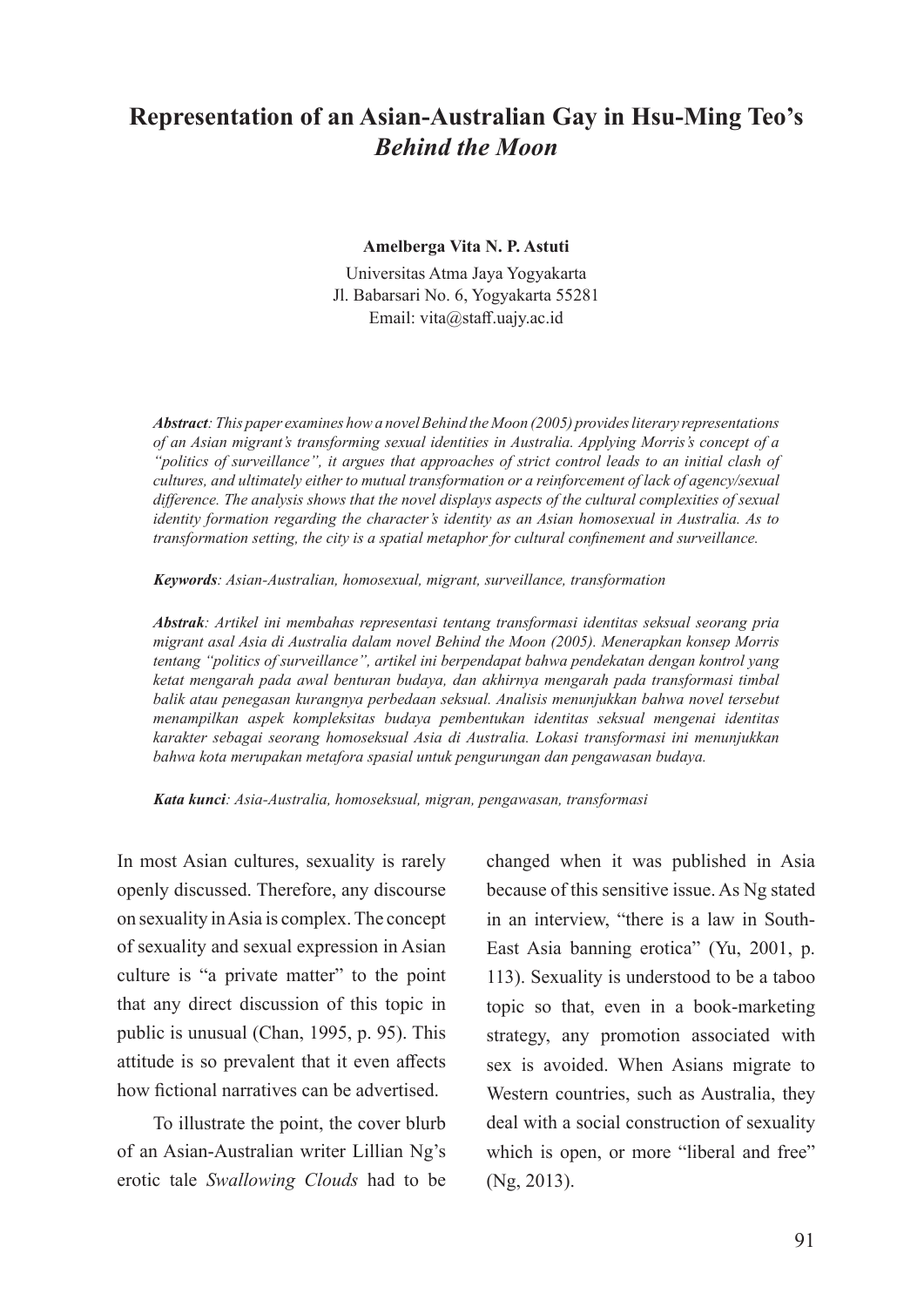# Representation of an Asian-Australian Gay in Hsu-Ming Teo's *Behind the Moon*

**Amelberga Vita N. P. Astuti**

Universitas Atma Jaya Yogyakarta
Jl. Babarsari No. 6, Yogyakarta 55281
Email: vita@staff.uajy.ac.id

***Abstract**: This paper examines how a novel Behind the Moon (2005) provides literary representations of an Asian migrant's transforming sexual identities in Australia. Applying Morris's concept of a "politics of surveillance", it argues that approaches of strict control leads to an initial clash of cultures, and ultimately either to mutual transformation or a reinforcement of lack of agency/sexual difference. The analysis shows that the novel displays aspects of the cultural complexities of sexual identity formation regarding the character's identity as an Asian homosexual in Australia. As to transformation setting, the city is a spatial metaphor for cultural confinement and surveillance.*

***Keywords**: Asian-Australian, homosexual, migrant, surveillance, transformation*

***Abstrak**: Artikel ini membahas representasi tentang transformasi identitas seksual seorang pria migrant asal Asia di Australia dalam novel Behind the Moon (2005). Menerapkan konsep Morris tentang "politics of surveillance", artikel ini berpendapat bahwa pendekatan dengan kontrol yang ketat mengarah pada awal benturan budaya, dan akhirnya mengarah pada transformasi timbal balik atau penegasan kurangnya perbedaan seksual. Analisis menunjukkan bahwa novel tersebut menampilkan aspek kompleksitas budaya pembentukan identitas seksual mengenai identitas karakter sebagai seorang homoseksual Asia di Australia. Lokasi transformasi ini menunjukkan bahwa kota merupakan metafora spasial untuk pengurungan dan pengawasan budaya.*

***Kata kunci**: Asia-Australia, homoseksual, migran, pengawasan, transformasi*

In most Asian cultures, sexuality is rarely openly discussed. Therefore, any discourse on sexuality in Asia is complex. The concept of sexuality and sexual expression in Asian culture is "a private matter" to the point that any direct discussion of this topic in public is unusual (Chan, 1995, p. 95). This attitude is so prevalent that it even affects how fictional narratives can be advertised.

To illustrate the point, the cover blurb of an Asian-Australian writer Lillian Ng's erotic tale *Swallowing Clouds* had to be changed when it was published in Asia because of this sensitive issue. As Ng stated in an interview, "there is a law in South-East Asia banning erotica" (Yu, 2001, p. 113). Sexuality is understood to be a taboo topic so that, even in a book-marketing strategy, any promotion associated with sex is avoided. When Asians migrate to Western countries, such as Australia, they deal with a social construction of sexuality which is open, or more "liberal and free" (Ng, 2013).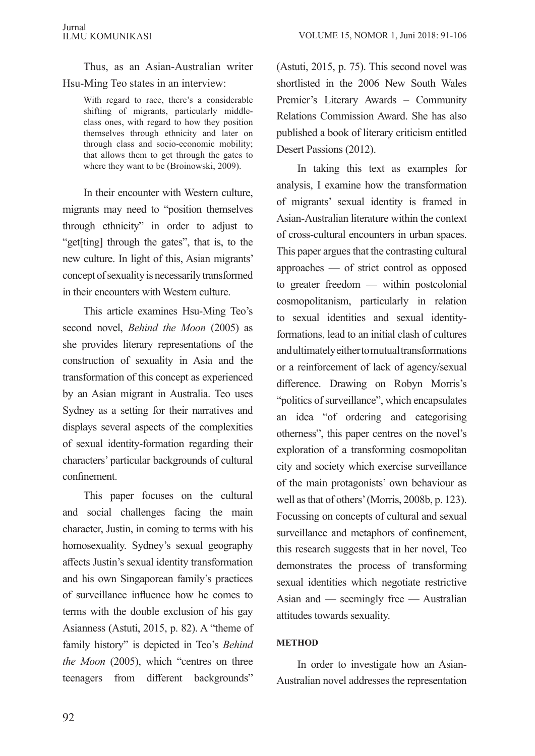Thus, as an Asian-Australian writer Hsu-Ming Teo states in an interview:

> With regard to race, there's a considerable shifting of migrants, particularly middle-class ones, with regard to how they position themselves through ethnicity and later on through class and socio-economic mobility; that allows them to get through the gates to where they want to be (Broinowski, 2009).

In their encounter with Western culture, migrants may need to "position themselves through ethnicity" in order to adjust to "get[ting] through the gates", that is, to the new culture. In light of this, Asian migrants' concept of sexuality is necessarily transformed in their encounters with Western culture.

This article examines Hsu-Ming Teo's second novel, *Behind the Moon* (2005) as she provides literary representations of the construction of sexuality in Asia and the transformation of this concept as experienced by an Asian migrant in Australia. Teo uses Sydney as a setting for their narratives and displays several aspects of the complexities of sexual identity-formation regarding their characters' particular backgrounds of cultural confinement.

This paper focuses on the cultural and social challenges facing the main character, Justin, in coming to terms with his homosexuality. Sydney's sexual geography affects Justin's sexual identity transformation and his own Singaporean family's practices of surveillance influence how he comes to terms with the double exclusion of his gay Asianness (Astuti, 2015, p. 82). A "theme of family history" is depicted in Teo's *Behind the Moon* (2005), which "centres on three teenagers from different backgrounds" (Astuti, 2015, p. 75). This second novel was shortlisted in the 2006 New South Wales Premier's Literary Awards – Community Relations Commission Award. She has also published a book of literary criticism entitled Desert Passions (2012).

In taking this text as examples for analysis, I examine how the transformation of migrants' sexual identity is framed in Asian-Australian literature within the context of cross-cultural encounters in urban spaces. This paper argues that the contrasting cultural approaches — of strict control as opposed to greater freedom — within postcolonial cosmopolitanism, particularly in relation to sexual identities and sexual identity-formations, lead to an initial clash of cultures and ultimately either to mutual transformations or a reinforcement of lack of agency/sexual difference. Drawing on Robyn Morris's "politics of surveillance", which encapsulates an idea "of ordering and categorising otherness", this paper centres on the novel's exploration of a transforming cosmopolitan city and society which exercise surveillance of the main protagonists' own behaviour as well as that of others' (Morris, 2008b, p. 123). Focussing on concepts of cultural and sexual surveillance and metaphors of confinement, this research suggests that in her novel, Teo demonstrates the process of transforming sexual identities which negotiate restrictive Asian and — seemingly free — Australian attitudes towards sexuality.

## METHOD

In order to investigate how an Asian-Australian novel addresses the representation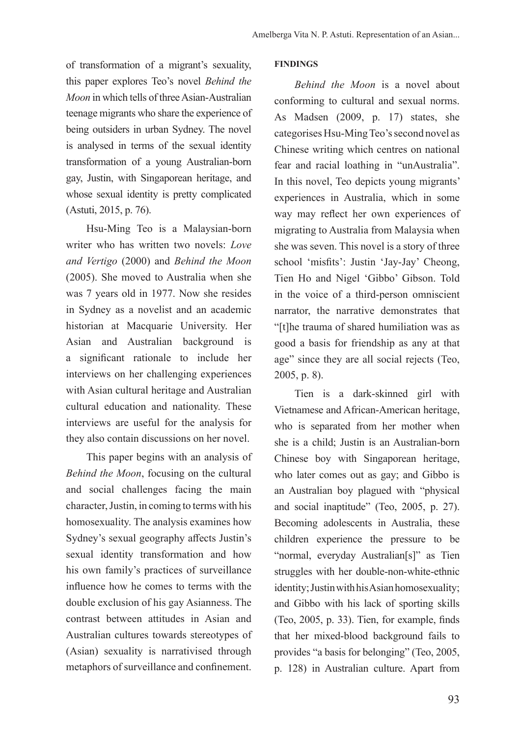of transformation of a migrant's sexuality, this paper explores Teo's novel *Behind the Moon* in which tells of three Asian-Australian teenage migrants who share the experience of being outsiders in urban Sydney. The novel is analysed in terms of the sexual identity transformation of a young Australian-born gay, Justin, with Singaporean heritage, and whose sexual identity is pretty complicated (Astuti, 2015, p. 76).

Hsu-Ming Teo is a Malaysian-born writer who has written two novels: *Love and Vertigo* (2000) and *Behind the Moon* (2005). She moved to Australia when she was 7 years old in 1977. Now she resides in Sydney as a novelist and an academic historian at Macquarie University. Her Asian and Australian background is a significant rationale to include her interviews on her challenging experiences with Asian cultural heritage and Australian cultural education and nationality. These interviews are useful for the analysis for they also contain discussions on her novel.

This paper begins with an analysis of *Behind the Moon*, focusing on the cultural and social challenges facing the main character, Justin, in coming to terms with his homosexuality. The analysis examines how Sydney's sexual geography affects Justin's sexual identity transformation and how his own family's practices of surveillance influence how he comes to terms with the double exclusion of his gay Asianness. The contrast between attitudes in Asian and Australian cultures towards stereotypes of (Asian) sexuality is narrativised through metaphors of surveillance and confinement.

## FINDINGS

*Behind the Moon* is a novel about conforming to cultural and sexual norms. As Madsen (2009, p. 17) states, she categorises Hsu-Ming Teo's second novel as Chinese writing which centres on national fear and racial loathing in "unAustralia". In this novel, Teo depicts young migrants' experiences in Australia, which in some way may reflect her own experiences of migrating to Australia from Malaysia when she was seven. This novel is a story of three school 'misfits': Justin 'Jay-Jay' Cheong, Tien Ho and Nigel 'Gibbo' Gibson. Told in the voice of a third-person omniscient narrator, the narrative demonstrates that "[t]he trauma of shared humiliation was as good a basis for friendship as any at that age" since they are all social rejects (Teo, 2005, p. 8).

Tien is a dark-skinned girl with Vietnamese and African-American heritage, who is separated from her mother when she is a child; Justin is an Australian-born Chinese boy with Singaporean heritage, who later comes out as gay; and Gibbo is an Australian boy plagued with "physical and social inaptitude" (Teo, 2005, p. 27). Becoming adolescents in Australia, these children experience the pressure to be "normal, everyday Australian[s]" as Tien struggles with her double-non-white-ethnic identity; Justin with his Asian homosexuality; and Gibbo with his lack of sporting skills (Teo, 2005, p. 33). Tien, for example, finds that her mixed-blood background fails to provides "a basis for belonging" (Teo, 2005, p. 128) in Australian culture. Apart from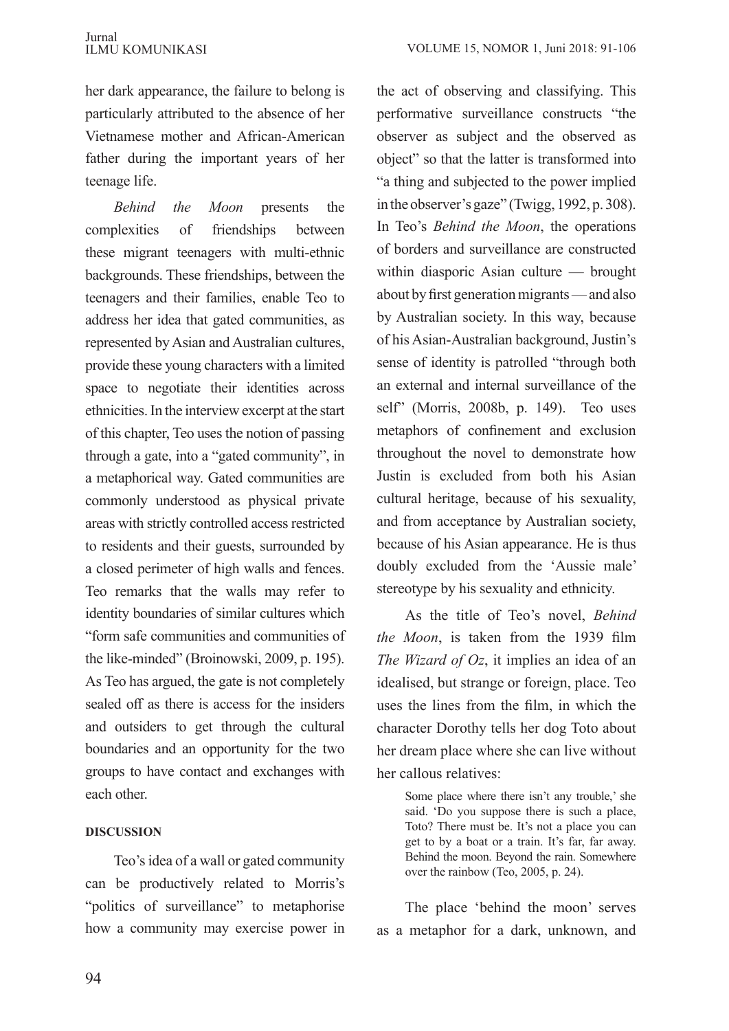her dark appearance, the failure to belong is particularly attributed to the absence of her Vietnamese mother and African-American father during the important years of her teenage life.

*Behind the Moon* presents the complexities of friendships between these migrant teenagers with multi-ethnic backgrounds. These friendships, between the teenagers and their families, enable Teo to address her idea that gated communities, as represented by Asian and Australian cultures, provide these young characters with a limited space to negotiate their identities across ethnicities. In the interview excerpt at the start of this chapter, Teo uses the notion of passing through a gate, into a "gated community", in a metaphorical way. Gated communities are commonly understood as physical private areas with strictly controlled access restricted to residents and their guests, surrounded by a closed perimeter of high walls and fences. Teo remarks that the walls may refer to identity boundaries of similar cultures which "form safe communities and communities of the like-minded" (Broinowski, 2009, p. 195). As Teo has argued, the gate is not completely sealed off as there is access for the insiders and outsiders to get through the cultural boundaries and an opportunity for the two groups to have contact and exchanges with each other.

## DISCUSSION

Teo's idea of a wall or gated community can be productively related to Morris's "politics of surveillance" to metaphorise how a community may exercise power in the act of observing and classifying. This performative surveillance constructs "the observer as subject and the observed as object" so that the latter is transformed into "a thing and subjected to the power implied in the observer's gaze" (Twigg, 1992, p. 308). In Teo's *Behind the Moon*, the operations of borders and surveillance are constructed within diasporic Asian culture — brought about by first generation migrants — and also by Australian society. In this way, because of his Asian-Australian background, Justin's sense of identity is patrolled "through both an external and internal surveillance of the self" (Morris, 2008b, p. 149). Teo uses metaphors of confinement and exclusion throughout the novel to demonstrate how Justin is excluded from both his Asian cultural heritage, because of his sexuality, and from acceptance by Australian society, because of his Asian appearance. He is thus doubly excluded from the 'Aussie male' stereotype by his sexuality and ethnicity.

As the title of Teo's novel, *Behind the Moon*, is taken from the 1939 film *The Wizard of Oz*, it implies an idea of an idealised, but strange or foreign, place. Teo uses the lines from the film, in which the character Dorothy tells her dog Toto about her dream place where she can live without her callous relatives:

> Some place where there isn't any trouble,' she said. 'Do you suppose there is such a place, Toto? There must be. It's not a place you can get to by a boat or a train. It's far, far away. Behind the moon. Beyond the rain. Somewhere over the rainbow (Teo, 2005, p. 24).

The place 'behind the moon' serves as a metaphor for a dark, unknown, and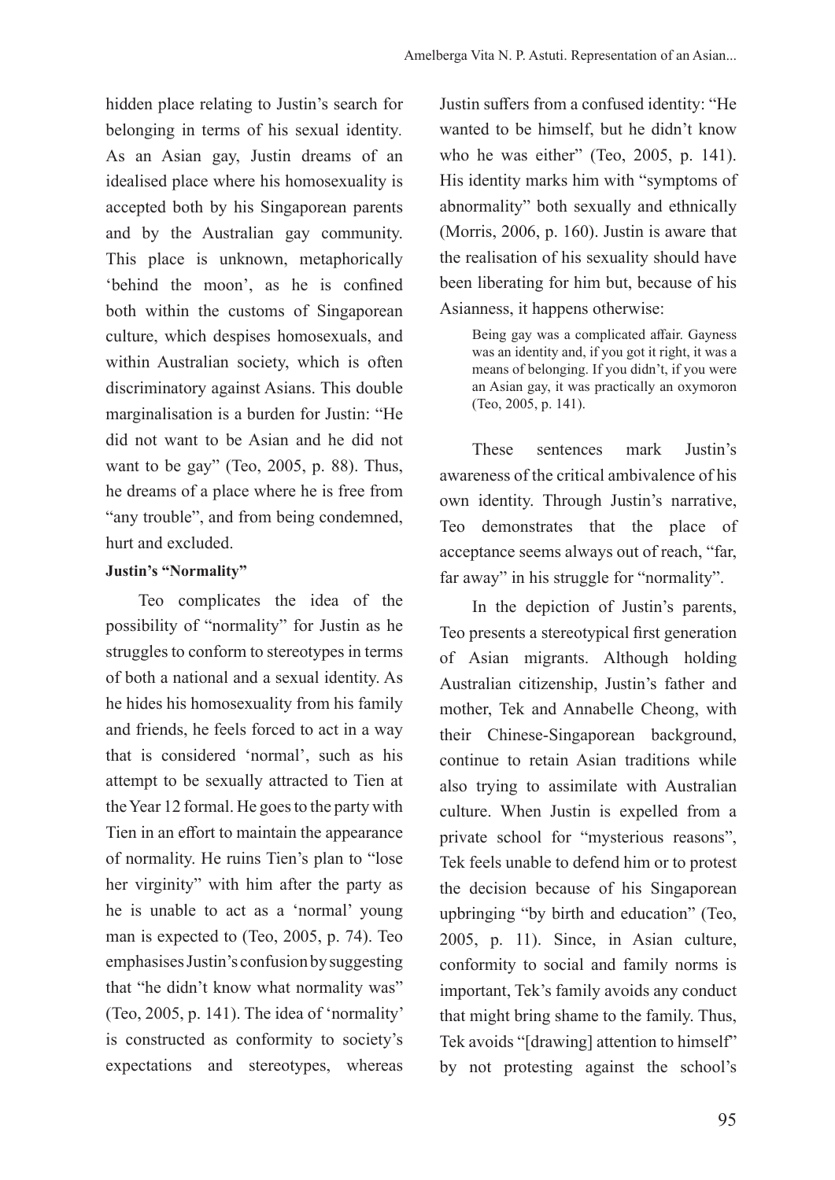hidden place relating to Justin's search for belonging in terms of his sexual identity. As an Asian gay, Justin dreams of an idealised place where his homosexuality is accepted both by his Singaporean parents and by the Australian gay community. This place is unknown, metaphorically 'behind the moon', as he is confined both within the customs of Singaporean culture, which despises homosexuals, and within Australian society, which is often discriminatory against Asians. This double marginalisation is a burden for Justin: "He did not want to be Asian and he did not want to be gay" (Teo, 2005, p. 88). Thus, he dreams of a place where he is free from "any trouble", and from being condemned, hurt and excluded.

**Justin's "Normality"**

Teo complicates the idea of the possibility of "normality" for Justin as he struggles to conform to stereotypes in terms of both a national and a sexual identity. As he hides his homosexuality from his family and friends, he feels forced to act in a way that is considered 'normal', such as his attempt to be sexually attracted to Tien at the Year 12 formal. He goes to the party with Tien in an effort to maintain the appearance of normality. He ruins Tien's plan to "lose her virginity" with him after the party as he is unable to act as a 'normal' young man is expected to (Teo, 2005, p. 74). Teo emphasises Justin's confusion by suggesting that "he didn't know what normality was" (Teo, 2005, p. 141). The idea of 'normality' is constructed as conformity to society's expectations and stereotypes, whereas Justin suffers from a confused identity: "He wanted to be himself, but he didn't know who he was either" (Teo, 2005, p. 141). His identity marks him with "symptoms of abnormality" both sexually and ethnically (Morris, 2006, p. 160). Justin is aware that the realisation of his sexuality should have been liberating for him but, because of his Asianness, it happens otherwise:

> Being gay was a complicated affair. Gayness was an identity and, if you got it right, it was a means of belonging. If you didn't, if you were an Asian gay, it was practically an oxymoron (Teo, 2005, p. 141).

These sentences mark Justin's awareness of the critical ambivalence of his own identity. Through Justin's narrative, Teo demonstrates that the place of acceptance seems always out of reach, "far, far away" in his struggle for "normality".

In the depiction of Justin's parents, Teo presents a stereotypical first generation of Asian migrants. Although holding Australian citizenship, Justin's father and mother, Tek and Annabelle Cheong, with their Chinese-Singaporean background, continue to retain Asian traditions while also trying to assimilate with Australian culture. When Justin is expelled from a private school for "mysterious reasons", Tek feels unable to defend him or to protest the decision because of his Singaporean upbringing "by birth and education" (Teo, 2005, p. 11). Since, in Asian culture, conformity to social and family norms is important, Tek's family avoids any conduct that might bring shame to the family. Thus, Tek avoids "[drawing] attention to himself" by not protesting against the school's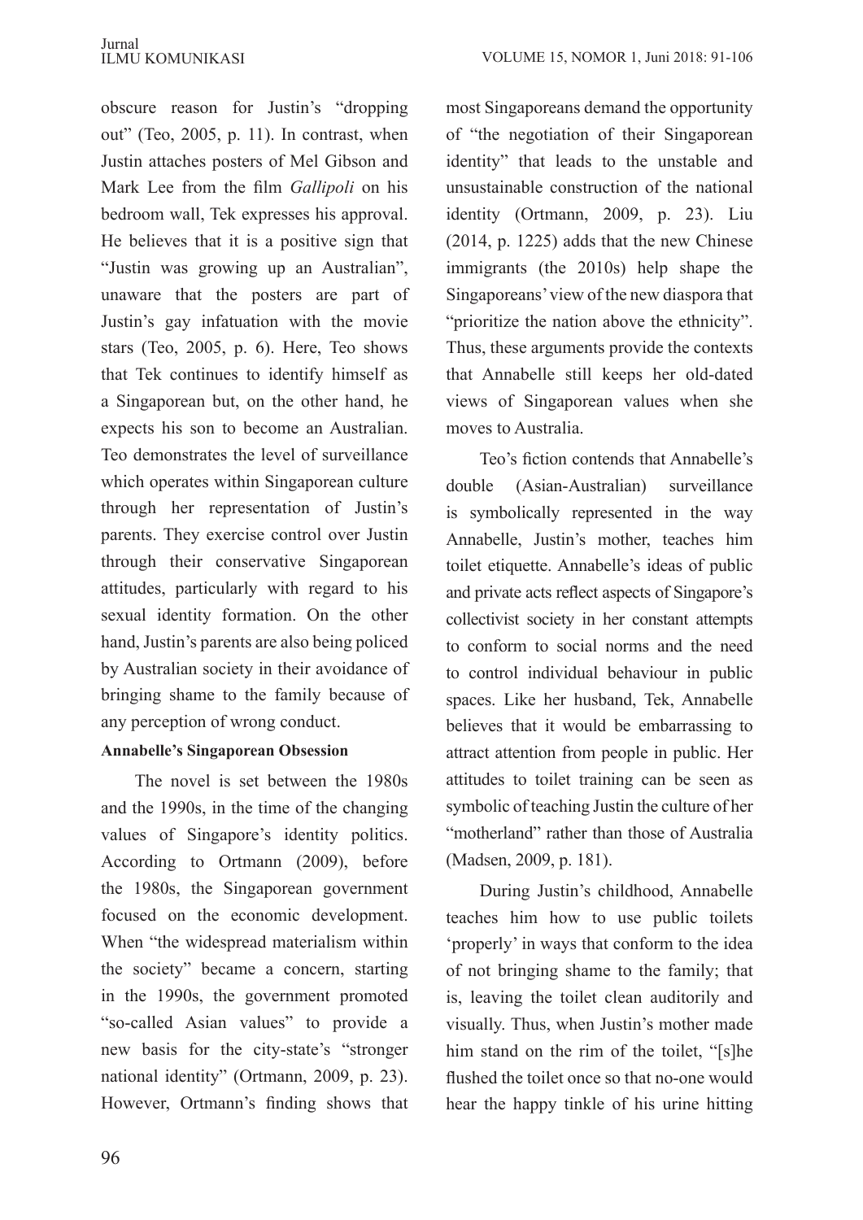obscure reason for Justin's "dropping out" (Teo, 2005, p. 11). In contrast, when Justin attaches posters of Mel Gibson and Mark Lee from the film *Gallipoli* on his bedroom wall, Tek expresses his approval. He believes that it is a positive sign that "Justin was growing up an Australian", unaware that the posters are part of Justin's gay infatuation with the movie stars (Teo, 2005, p. 6). Here, Teo shows that Tek continues to identify himself as a Singaporean but, on the other hand, he expects his son to become an Australian. Teo demonstrates the level of surveillance which operates within Singaporean culture through her representation of Justin's parents. They exercise control over Justin through their conservative Singaporean attitudes, particularly with regard to his sexual identity formation. On the other hand, Justin's parents are also being policed by Australian society in their avoidance of bringing shame to the family because of any perception of wrong conduct.

**Annabelle's Singaporean Obsession**

The novel is set between the 1980s and the 1990s, in the time of the changing values of Singapore's identity politics. According to Ortmann (2009), before the 1980s, the Singaporean government focused on the economic development. When "the widespread materialism within the society" became a concern, starting in the 1990s, the government promoted "so-called Asian values" to provide a new basis for the city-state's "stronger national identity" (Ortmann, 2009, p. 23). However, Ortmann's finding shows that most Singaporeans demand the opportunity of "the negotiation of their Singaporean identity" that leads to the unstable and unsustainable construction of the national identity (Ortmann, 2009, p. 23). Liu (2014, p. 1225) adds that the new Chinese immigrants (the 2010s) help shape the Singaporeans' view of the new diaspora that "prioritize the nation above the ethnicity". Thus, these arguments provide the contexts that Annabelle still keeps her old-dated views of Singaporean values when she moves to Australia.

Teo's fiction contends that Annabelle's double (Asian-Australian) surveillance is symbolically represented in the way Annabelle, Justin's mother, teaches him toilet etiquette. Annabelle's ideas of public and private acts reflect aspects of Singapore's collectivist society in her constant attempts to conform to social norms and the need to control individual behaviour in public spaces. Like her husband, Tek, Annabelle believes that it would be embarrassing to attract attention from people in public. Her attitudes to toilet training can be seen as symbolic of teaching Justin the culture of her "motherland" rather than those of Australia (Madsen, 2009, p. 181).

During Justin's childhood, Annabelle teaches him how to use public toilets 'properly' in ways that conform to the idea of not bringing shame to the family; that is, leaving the toilet clean auditorily and visually. Thus, when Justin's mother made him stand on the rim of the toilet, "[s]he flushed the toilet once so that no-one would hear the happy tinkle of his urine hitting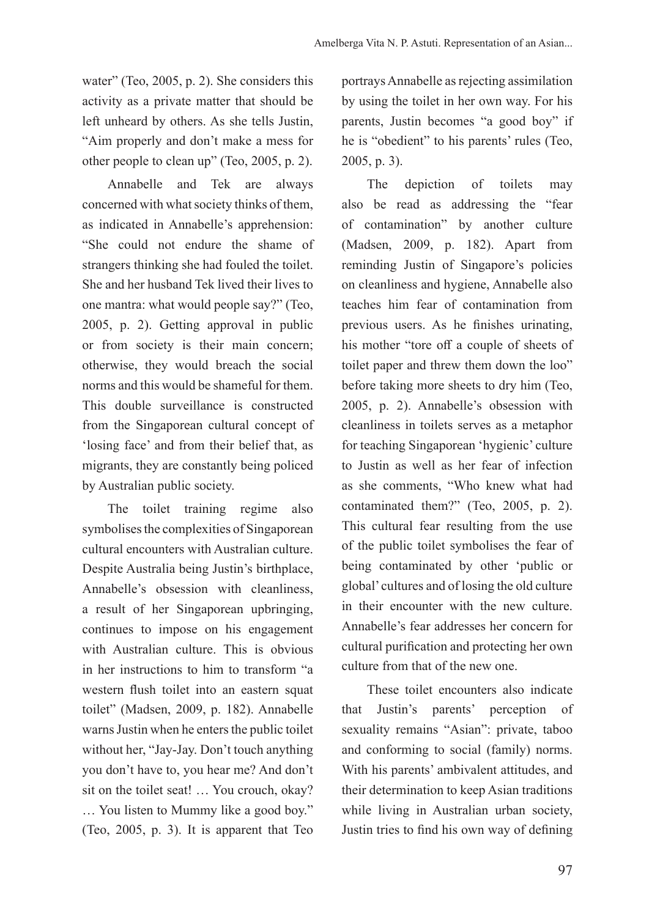water" (Teo, 2005, p. 2). She considers this activity as a private matter that should be left unheard by others. As she tells Justin, "Aim properly and don't make a mess for other people to clean up" (Teo, 2005, p. 2).

Annabelle and Tek are always concerned with what society thinks of them, as indicated in Annabelle's apprehension: "She could not endure the shame of strangers thinking she had fouled the toilet. She and her husband Tek lived their lives to one mantra: what would people say?" (Teo, 2005, p. 2). Getting approval in public or from society is their main concern; otherwise, they would breach the social norms and this would be shameful for them. This double surveillance is constructed from the Singaporean cultural concept of 'losing face' and from their belief that, as migrants, they are constantly being policed by Australian public society.

The toilet training regime also symbolises the complexities of Singaporean cultural encounters with Australian culture. Despite Australia being Justin's birthplace, Annabelle's obsession with cleanliness, a result of her Singaporean upbringing, continues to impose on his engagement with Australian culture. This is obvious in her instructions to him to transform "a western flush toilet into an eastern squat toilet" (Madsen, 2009, p. 182). Annabelle warns Justin when he enters the public toilet without her, "Jay-Jay. Don't touch anything you don't have to, you hear me? And don't sit on the toilet seat! … You crouch, okay? … You listen to Mummy like a good boy." (Teo, 2005, p. 3). It is apparent that Teo portrays Annabelle as rejecting assimilation by using the toilet in her own way. For his parents, Justin becomes "a good boy" if he is "obedient" to his parents' rules (Teo, 2005, p. 3).

The depiction of toilets may also be read as addressing the "fear of contamination" by another culture (Madsen, 2009, p. 182). Apart from reminding Justin of Singapore's policies on cleanliness and hygiene, Annabelle also teaches him fear of contamination from previous users. As he finishes urinating, his mother "tore off a couple of sheets of toilet paper and threw them down the loo" before taking more sheets to dry him (Teo, 2005, p. 2). Annabelle's obsession with cleanliness in toilets serves as a metaphor for teaching Singaporean 'hygienic' culture to Justin as well as her fear of infection as she comments, "Who knew what had contaminated them?" (Teo, 2005, p. 2). This cultural fear resulting from the use of the public toilet symbolises the fear of being contaminated by other 'public or global' cultures and of losing the old culture in their encounter with the new culture. Annabelle's fear addresses her concern for cultural purification and protecting her own culture from that of the new one.

These toilet encounters also indicate that Justin's parents' perception of sexuality remains "Asian": private, taboo and conforming to social (family) norms. With his parents' ambivalent attitudes, and their determination to keep Asian traditions while living in Australian urban society, Justin tries to find his own way of defining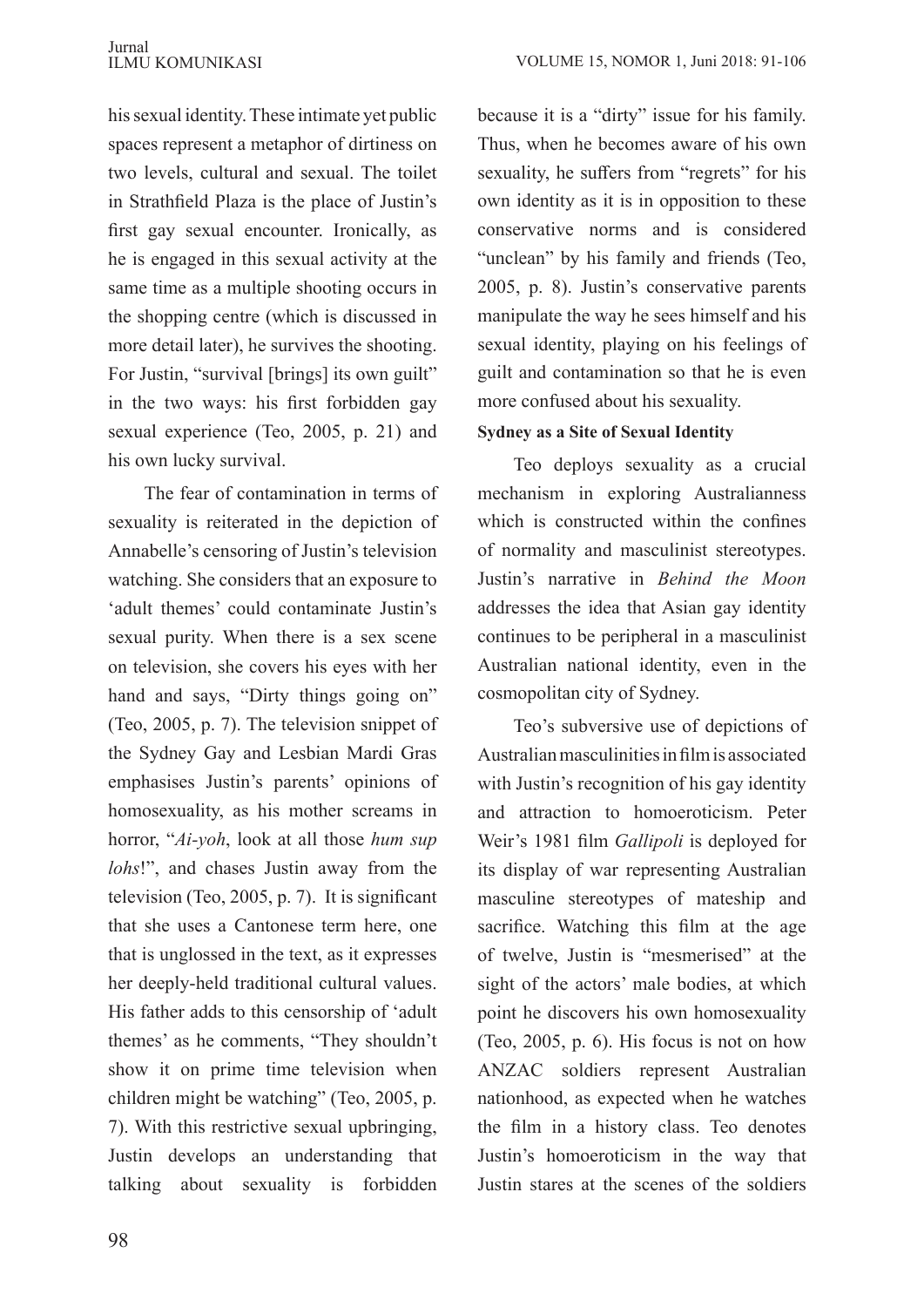his sexual identity. These intimate yet public spaces represent a metaphor of dirtiness on two levels, cultural and sexual. The toilet in Strathfield Plaza is the place of Justin's first gay sexual encounter. Ironically, as he is engaged in this sexual activity at the same time as a multiple shooting occurs in the shopping centre (which is discussed in more detail later), he survives the shooting. For Justin, "survival [brings] its own guilt" in the two ways: his first forbidden gay sexual experience (Teo, 2005, p. 21) and his own lucky survival.

The fear of contamination in terms of sexuality is reiterated in the depiction of Annabelle's censoring of Justin's television watching. She considers that an exposure to 'adult themes' could contaminate Justin's sexual purity. When there is a sex scene on television, she covers his eyes with her hand and says, "Dirty things going on" (Teo, 2005, p. 7). The television snippet of the Sydney Gay and Lesbian Mardi Gras emphasises Justin's parents' opinions of homosexuality, as his mother screams in horror, "*Ai-yoh*, look at all those *hum sup lohs*!", and chases Justin away from the television (Teo, 2005, p. 7). It is significant that she uses a Cantonese term here, one that is unglossed in the text, as it expresses her deeply-held traditional cultural values. His father adds to this censorship of 'adult themes' as he comments, "They shouldn't show it on prime time television when children might be watching" (Teo, 2005, p. 7). With this restrictive sexual upbringing, Justin develops an understanding that talking about sexuality is forbidden because it is a "dirty" issue for his family. Thus, when he becomes aware of his own sexuality, he suffers from "regrets" for his own identity as it is in opposition to these conservative norms and is considered "unclean" by his family and friends (Teo, 2005, p. 8). Justin's conservative parents manipulate the way he sees himself and his sexual identity, playing on his feelings of guilt and contamination so that he is even more confused about his sexuality.

**Sydney as a Site of Sexual Identity**

Teo deploys sexuality as a crucial mechanism in exploring Australianness which is constructed within the confines of normality and masculinist stereotypes. Justin's narrative in *Behind the Moon* addresses the idea that Asian gay identity continues to be peripheral in a masculinist Australian national identity, even in the cosmopolitan city of Sydney.

Teo's subversive use of depictions of Australian masculinities in film is associated with Justin's recognition of his gay identity and attraction to homoeroticism. Peter Weir's 1981 film *Gallipoli* is deployed for its display of war representing Australian masculine stereotypes of mateship and sacrifice. Watching this film at the age of twelve, Justin is "mesmerised" at the sight of the actors' male bodies, at which point he discovers his own homosexuality (Teo, 2005, p. 6). His focus is not on how ANZAC soldiers represent Australian nationhood, as expected when he watches the film in a history class. Teo denotes Justin's homoeroticism in the way that Justin stares at the scenes of the soldiers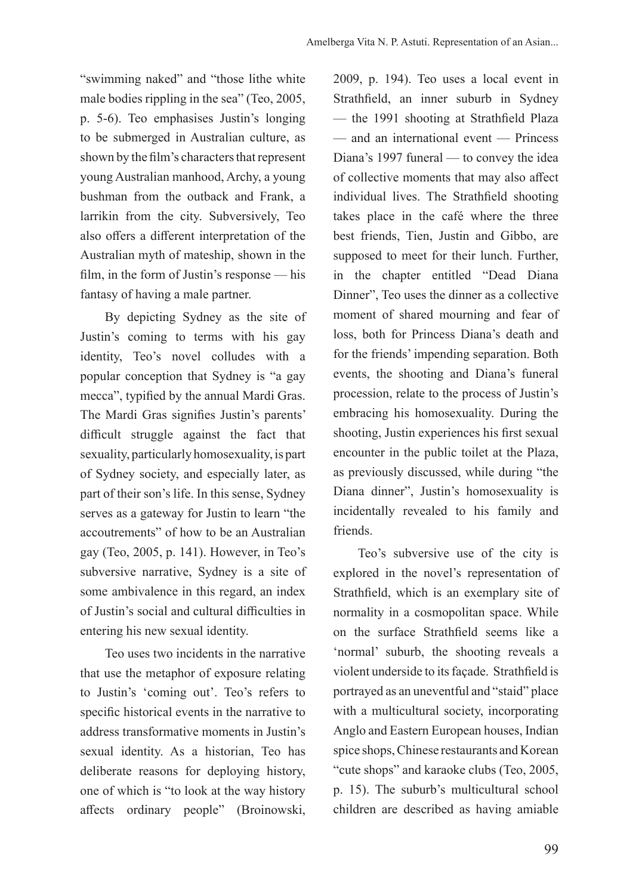"swimming naked" and "those lithe white male bodies rippling in the sea" (Teo, 2005, p. 5-6). Teo emphasises Justin's longing to be submerged in Australian culture, as shown by the film's characters that represent young Australian manhood, Archy, a young bushman from the outback and Frank, a larrikin from the city. Subversively, Teo also offers a different interpretation of the Australian myth of mateship, shown in the film, in the form of Justin's response — his fantasy of having a male partner.

By depicting Sydney as the site of Justin's coming to terms with his gay identity, Teo's novel colludes with a popular conception that Sydney is "a gay mecca", typified by the annual Mardi Gras. The Mardi Gras signifies Justin's parents' difficult struggle against the fact that sexuality, particularly homosexuality, is part of Sydney society, and especially later, as part of their son's life. In this sense, Sydney serves as a gateway for Justin to learn "the accoutrements" of how to be an Australian gay (Teo, 2005, p. 141). However, in Teo's subversive narrative, Sydney is a site of some ambivalence in this regard, an index of Justin's social and cultural difficulties in entering his new sexual identity.

Teo uses two incidents in the narrative that use the metaphor of exposure relating to Justin's 'coming out'. Teo's refers to specific historical events in the narrative to address transformative moments in Justin's sexual identity. As a historian, Teo has deliberate reasons for deploying history, one of which is "to look at the way history affects ordinary people" (Broinowski, 2009, p. 194). Teo uses a local event in Strathfield, an inner suburb in Sydney — the 1991 shooting at Strathfield Plaza — and an international event — Princess Diana's 1997 funeral — to convey the idea of collective moments that may also affect individual lives. The Strathfield shooting takes place in the café where the three best friends, Tien, Justin and Gibbo, are supposed to meet for their lunch. Further, in the chapter entitled "Dead Diana Dinner", Teo uses the dinner as a collective moment of shared mourning and fear of loss, both for Princess Diana's death and for the friends' impending separation. Both events, the shooting and Diana's funeral procession, relate to the process of Justin's embracing his homosexuality. During the shooting, Justin experiences his first sexual encounter in the public toilet at the Plaza, as previously discussed, while during "the Diana dinner", Justin's homosexuality is incidentally revealed to his family and friends.

Teo's subversive use of the city is explored in the novel's representation of Strathfield, which is an exemplary site of normality in a cosmopolitan space. While on the surface Strathfield seems like a 'normal' suburb, the shooting reveals a violent underside to its façade. Strathfield is portrayed as an uneventful and "staid" place with a multicultural society, incorporating Anglo and Eastern European houses, Indian spice shops, Chinese restaurants and Korean "cute shops" and karaoke clubs (Teo, 2005, p. 15). The suburb's multicultural school children are described as having amiable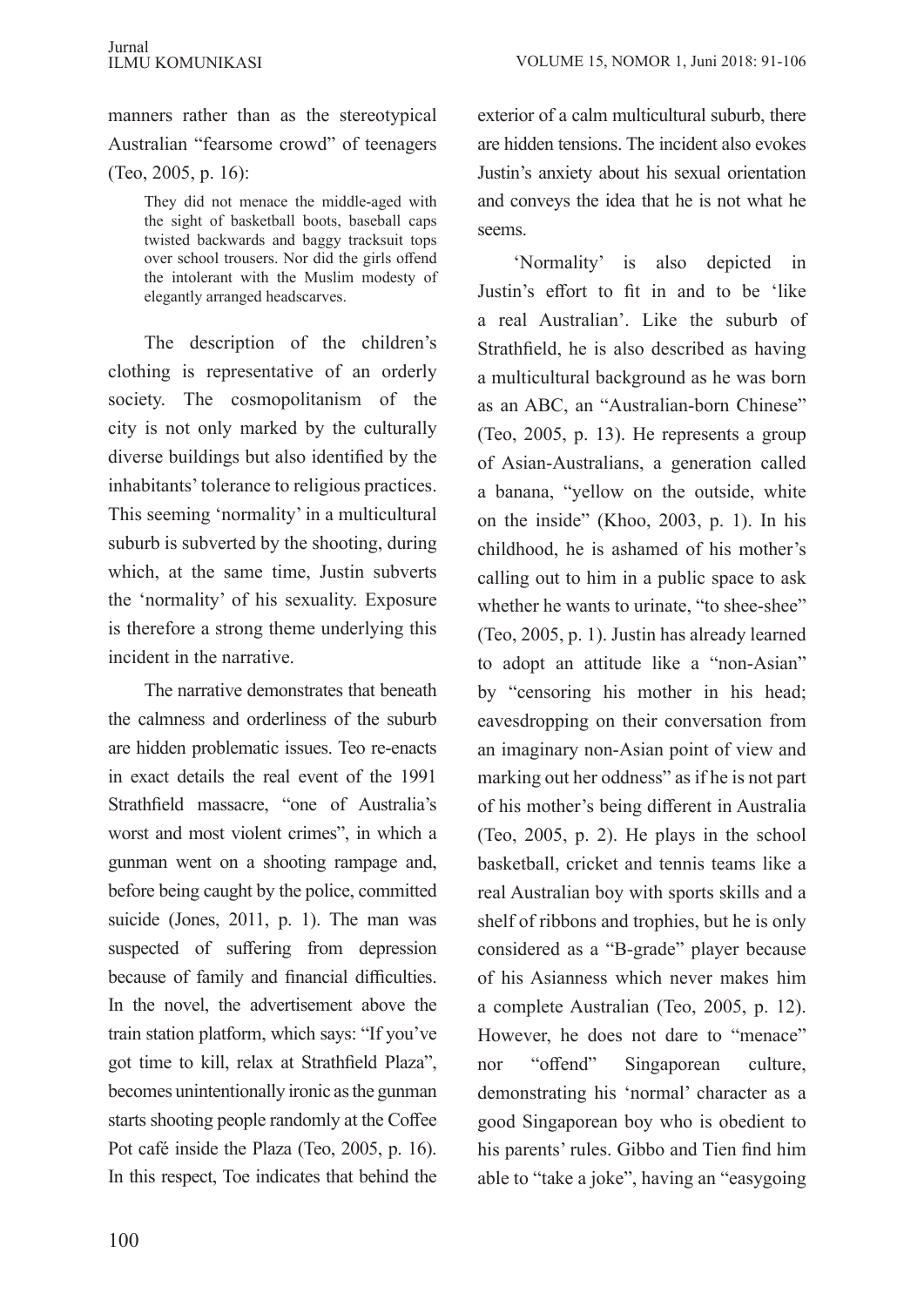manners rather than as the stereotypical Australian "fearsome crowd" of teenagers (Teo, 2005, p. 16):

> They did not menace the middle-aged with the sight of basketball boots, baseball caps twisted backwards and baggy tracksuit tops over school trousers. Nor did the girls offend the intolerant with the Muslim modesty of elegantly arranged headscarves.

The description of the children's clothing is representative of an orderly society. The cosmopolitanism of the city is not only marked by the culturally diverse buildings but also identified by the inhabitants' tolerance to religious practices. This seeming 'normality' in a multicultural suburb is subverted by the shooting, during which, at the same time, Justin subverts the 'normality' of his sexuality. Exposure is therefore a strong theme underlying this incident in the narrative.

The narrative demonstrates that beneath the calmness and orderliness of the suburb are hidden problematic issues. Teo re-enacts in exact details the real event of the 1991 Strathfield massacre, "one of Australia's worst and most violent crimes", in which a gunman went on a shooting rampage and, before being caught by the police, committed suicide (Jones, 2011, p. 1). The man was suspected of suffering from depression because of family and financial difficulties. In the novel, the advertisement above the train station platform, which says: "If you've got time to kill, relax at Strathfield Plaza", becomes unintentionally ironic as the gunman starts shooting people randomly at the Coffee Pot café inside the Plaza (Teo, 2005, p. 16). In this respect, Toe indicates that behind the exterior of a calm multicultural suburb, there are hidden tensions. The incident also evokes Justin's anxiety about his sexual orientation and conveys the idea that he is not what he seems.

'Normality' is also depicted in Justin's effort to fit in and to be 'like a real Australian'. Like the suburb of Strathfield, he is also described as having a multicultural background as he was born as an ABC, an "Australian-born Chinese" (Teo, 2005, p. 13). He represents a group of Asian-Australians, a generation called a banana, "yellow on the outside, white on the inside" (Khoo, 2003, p. 1). In his childhood, he is ashamed of his mother's calling out to him in a public space to ask whether he wants to urinate, "to shee-shee" (Teo, 2005, p. 1). Justin has already learned to adopt an attitude like a "non-Asian" by "censoring his mother in his head; eavesdropping on their conversation from an imaginary non-Asian point of view and marking out her oddness" as if he is not part of his mother's being different in Australia (Teo, 2005, p. 2). He plays in the school basketball, cricket and tennis teams like a real Australian boy with sports skills and a shelf of ribbons and trophies, but he is only considered as a "B-grade" player because of his Asianness which never makes him a complete Australian (Teo, 2005, p. 12). However, he does not dare to "menace" nor "offend" Singaporean culture, demonstrating his 'normal' character as a good Singaporean boy who is obedient to his parents' rules. Gibbo and Tien find him able to "take a joke", having an "easygoing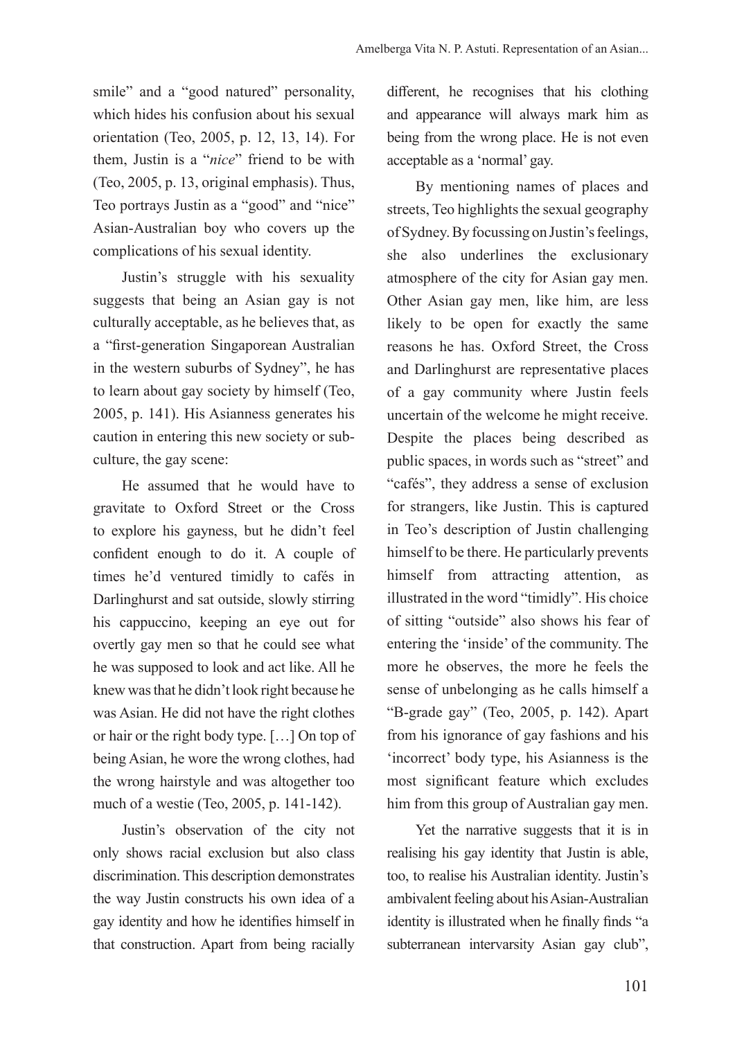smile" and a "good natured" personality, which hides his confusion about his sexual orientation (Teo, 2005, p. 12, 13, 14). For them, Justin is a "*nice*" friend to be with (Teo, 2005, p. 13, original emphasis). Thus, Teo portrays Justin as a "good" and "nice" Asian-Australian boy who covers up the complications of his sexual identity.

Justin's struggle with his sexuality suggests that being an Asian gay is not culturally acceptable, as he believes that, as a "first-generation Singaporean Australian in the western suburbs of Sydney", he has to learn about gay society by himself (Teo, 2005, p. 141). His Asianness generates his caution in entering this new society or sub-culture, the gay scene:

> He assumed that he would have to gravitate to Oxford Street or the Cross to explore his gayness, but he didn't feel confident enough to do it. A couple of times he'd ventured timidly to cafés in Darlinghurst and sat outside, slowly stirring his cappuccino, keeping an eye out for overtly gay men so that he could see what he was supposed to look and act like. All he knew was that he didn't look right because he was Asian. He did not have the right clothes or hair or the right body type. […] On top of being Asian, he wore the wrong clothes, had the wrong hairstyle and was altogether too much of a westie (Teo, 2005, p. 141-142).

Justin's observation of the city not only shows racial exclusion but also class discrimination. This description demonstrates the way Justin constructs his own idea of a gay identity and how he identifies himself in that construction. Apart from being racially different, he recognises that his clothing and appearance will always mark him as being from the wrong place. He is not even acceptable as a 'normal' gay.

By mentioning names of places and streets, Teo highlights the sexual geography of Sydney. By focussing on Justin's feelings, she also underlines the exclusionary atmosphere of the city for Asian gay men. Other Asian gay men, like him, are less likely to be open for exactly the same reasons he has. Oxford Street, the Cross and Darlinghurst are representative places of a gay community where Justin feels uncertain of the welcome he might receive. Despite the places being described as public spaces, in words such as "street" and "cafés", they address a sense of exclusion for strangers, like Justin. This is captured in Teo's description of Justin challenging himself to be there. He particularly prevents himself from attracting attention, as illustrated in the word "timidly". His choice of sitting "outside" also shows his fear of entering the 'inside' of the community. The more he observes, the more he feels the sense of unbelonging as he calls himself a "B-grade gay" (Teo, 2005, p. 142). Apart from his ignorance of gay fashions and his 'incorrect' body type, his Asianness is the most significant feature which excludes him from this group of Australian gay men.

Yet the narrative suggests that it is in realising his gay identity that Justin is able, too, to realise his Australian identity. Justin's ambivalent feeling about his Asian-Australian identity is illustrated when he finally finds "a subterranean intervarsity Asian gay club",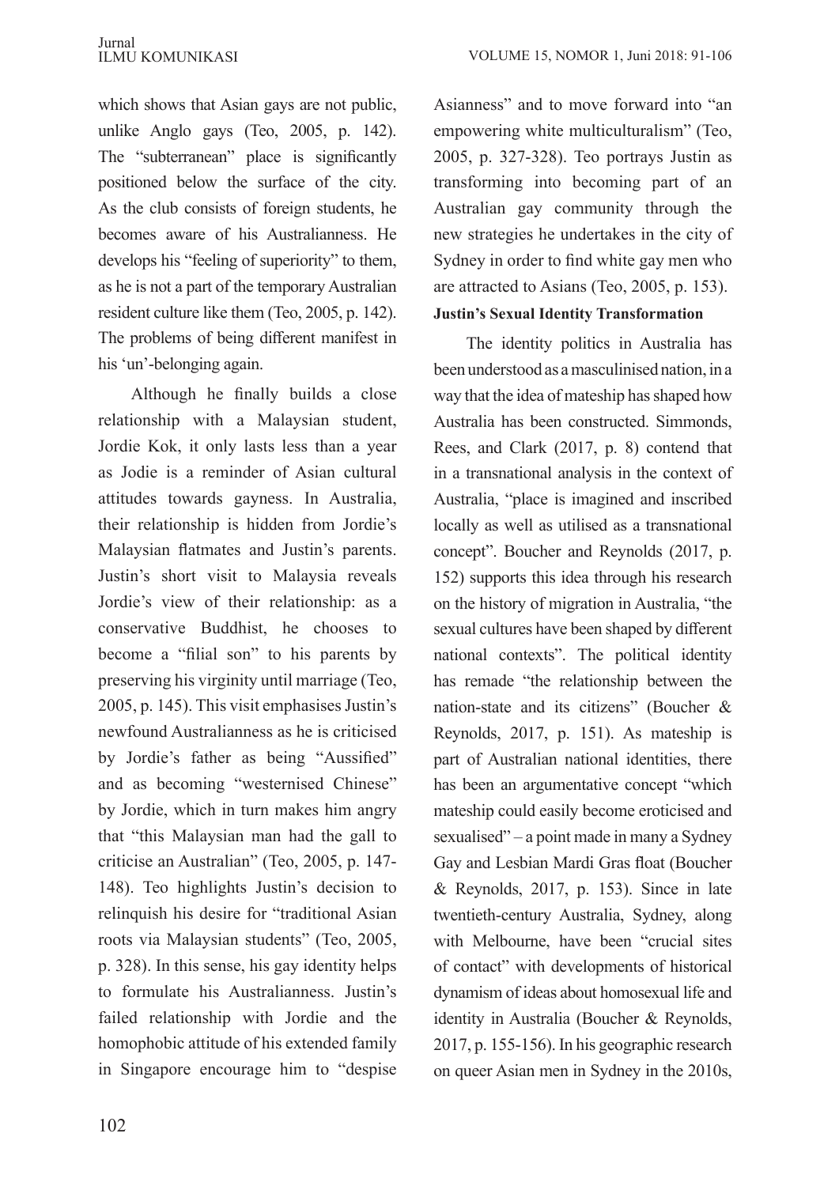which shows that Asian gays are not public, unlike Anglo gays (Teo, 2005, p. 142). The "subterranean" place is significantly positioned below the surface of the city. As the club consists of foreign students, he becomes aware of his Australianness. He develops his "feeling of superiority" to them, as he is not a part of the temporary Australian resident culture like them (Teo, 2005, p. 142). The problems of being different manifest in his 'un'-belonging again.

Although he finally builds a close relationship with a Malaysian student, Jordie Kok, it only lasts less than a year as Jodie is a reminder of Asian cultural attitudes towards gayness. In Australia, their relationship is hidden from Jordie's Malaysian flatmates and Justin's parents. Justin's short visit to Malaysia reveals Jordie's view of their relationship: as a conservative Buddhist, he chooses to become a "filial son" to his parents by preserving his virginity until marriage (Teo, 2005, p. 145). This visit emphasises Justin's newfound Australianness as he is criticised by Jordie's father as being "Aussified" and as becoming "westernised Chinese" by Jordie, which in turn makes him angry that "this Malaysian man had the gall to criticise an Australian" (Teo, 2005, p. 147-148). Teo highlights Justin's decision to relinquish his desire for "traditional Asian roots via Malaysian students" (Teo, 2005, p. 328). In this sense, his gay identity helps to formulate his Australianness. Justin's failed relationship with Jordie and the homophobic attitude of his extended family in Singapore encourage him to "despise Asianness" and to move forward into "an empowering white multiculturalism" (Teo, 2005, p. 327-328). Teo portrays Justin as transforming into becoming part of an Australian gay community through the new strategies he undertakes in the city of Sydney in order to find white gay men who are attracted to Asians (Teo, 2005, p. 153).

**Justin's Sexual Identity Transformation**

The identity politics in Australia has been understood as a masculinised nation, in a way that the idea of mateship has shaped how Australia has been constructed. Simmonds, Rees, and Clark (2017, p. 8) contend that in a transnational analysis in the context of Australia, "place is imagined and inscribed locally as well as utilised as a transnational concept". Boucher and Reynolds (2017, p. 152) supports this idea through his research on the history of migration in Australia, "the sexual cultures have been shaped by different national contexts". The political identity has remade "the relationship between the nation-state and its citizens" (Boucher & Reynolds, 2017, p. 151). As mateship is part of Australian national identities, there has been an argumentative concept "which mateship could easily become eroticised and sexualised" – a point made in many a Sydney Gay and Lesbian Mardi Gras float (Boucher & Reynolds, 2017, p. 153). Since in late twentieth-century Australia, Sydney, along with Melbourne, have been "crucial sites of contact" with developments of historical dynamism of ideas about homosexual life and identity in Australia (Boucher & Reynolds, 2017, p. 155-156). In his geographic research on queer Asian men in Sydney in the 2010s,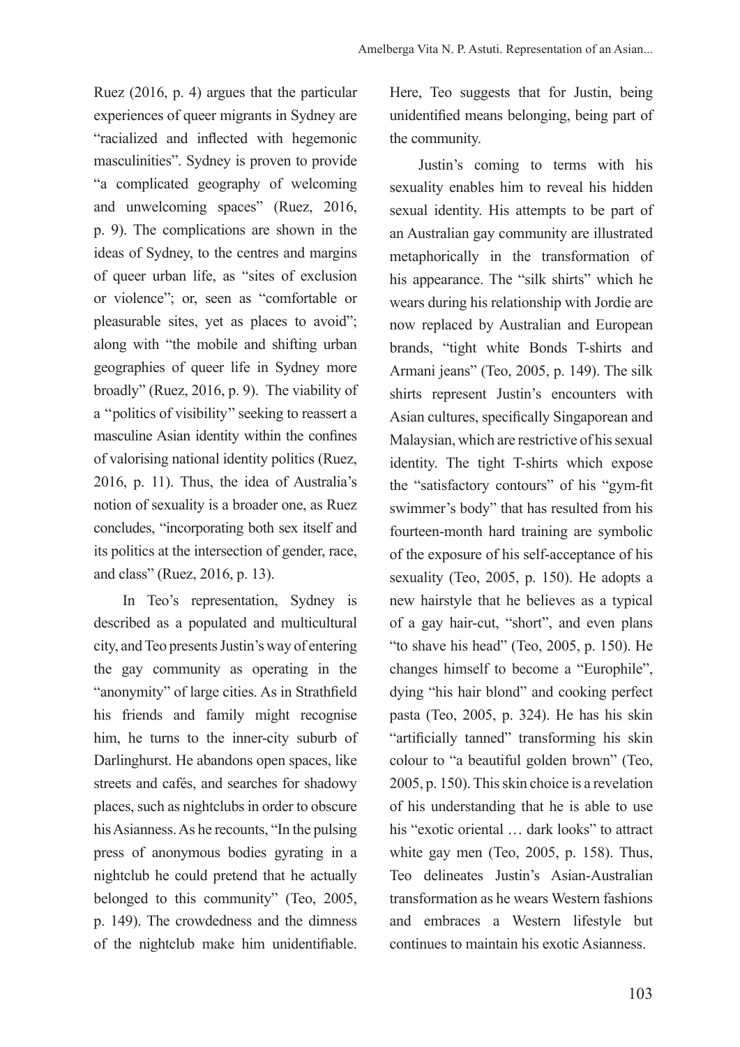Ruez (2016, p. 4) argues that the particular experiences of queer migrants in Sydney are "racialized and inflected with hegemonic masculinities". Sydney is proven to provide "a complicated geography of welcoming and unwelcoming spaces" (Ruez, 2016, p. 9). The complications are shown in the ideas of Sydney, to the centres and margins of queer urban life, as "sites of exclusion or violence"; or, seen as "comfortable or pleasurable sites, yet as places to avoid"; along with "the mobile and shifting urban geographies of queer life in Sydney more broadly" (Ruez, 2016, p. 9). The viability of a "politics of visibility" seeking to reassert a masculine Asian identity within the confines of valorising national identity politics (Ruez, 2016, p. 11). Thus, the idea of Australia's notion of sexuality is a broader one, as Ruez concludes, "incorporating both sex itself and its politics at the intersection of gender, race, and class" (Ruez, 2016, p. 13).

In Teo's representation, Sydney is described as a populated and multicultural city, and Teo presents Justin's way of entering the gay community as operating in the "anonymity" of large cities. As in Strathfield his friends and family might recognise him, he turns to the inner-city suburb of Darlinghurst. He abandons open spaces, like streets and cafés, and searches for shadowy places, such as nightclubs in order to obscure his Asianness. As he recounts, "In the pulsing press of anonymous bodies gyrating in a nightclub he could pretend that he actually belonged to this community" (Teo, 2005, p. 149). The crowdedness and the dimness of the nightclub make him unidentifiable. Here, Teo suggests that for Justin, being unidentified means belonging, being part of the community.

Justin's coming to terms with his sexuality enables him to reveal his hidden sexual identity. His attempts to be part of an Australian gay community are illustrated metaphorically in the transformation of his appearance. The "silk shirts" which he wears during his relationship with Jordie are now replaced by Australian and European brands, "tight white Bonds T-shirts and Armani jeans" (Teo, 2005, p. 149). The silk shirts represent Justin's encounters with Asian cultures, specifically Singaporean and Malaysian, which are restrictive of his sexual identity. The tight T-shirts which expose the "satisfactory contours" of his "gym-fit swimmer's body" that has resulted from his fourteen-month hard training are symbolic of the exposure of his self-acceptance of his sexuality (Teo, 2005, p. 150). He adopts a new hairstyle that he believes as a typical of a gay hair-cut, "short", and even plans "to shave his head" (Teo, 2005, p. 150). He changes himself to become a "Europhile", dying "his hair blond" and cooking perfect pasta (Teo, 2005, p. 324). He has his skin "artificially tanned" transforming his skin colour to "a beautiful golden brown" (Teo, 2005, p. 150). This skin choice is a revelation of his understanding that he is able to use his "exotic oriental … dark looks" to attract white gay men (Teo, 2005, p. 158). Thus, Teo delineates Justin's Asian-Australian transformation as he wears Western fashions and embraces a Western lifestyle but continues to maintain his exotic Asianness.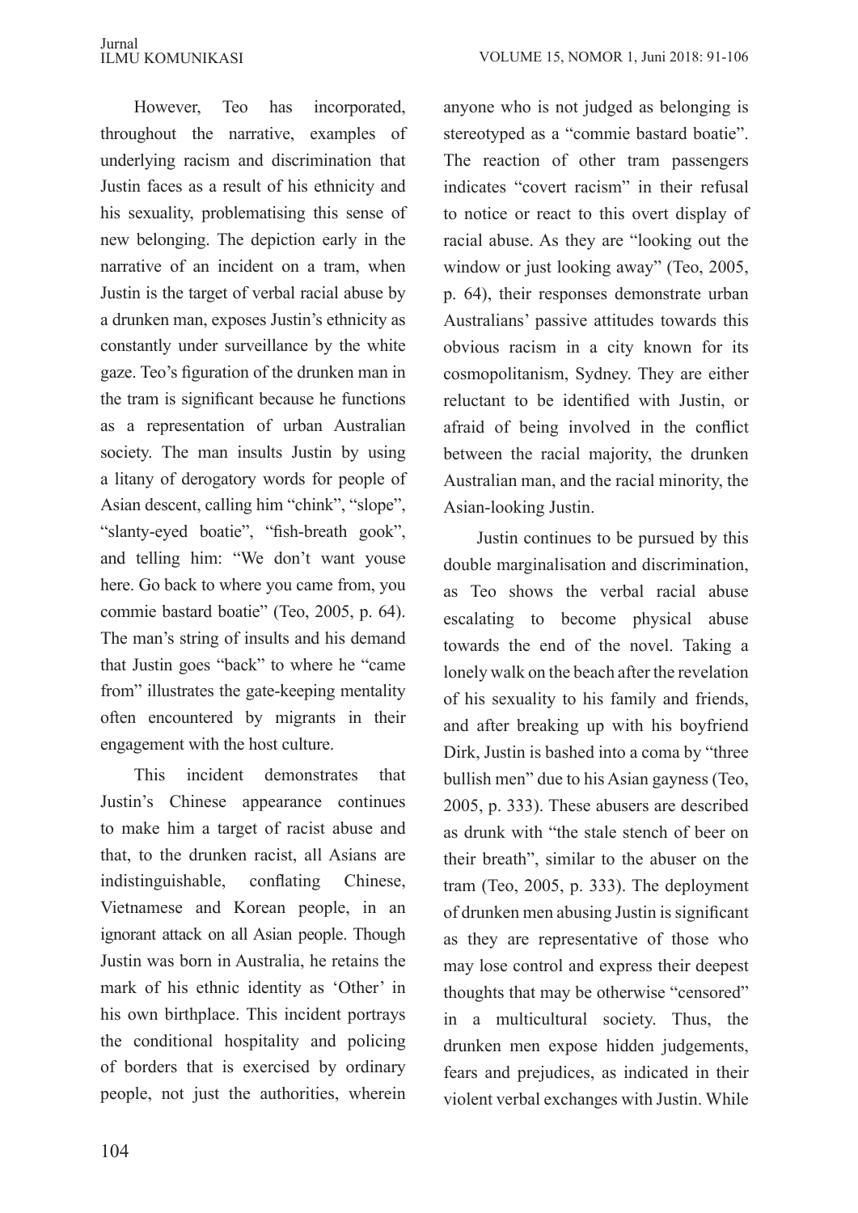However, Teo has incorporated, throughout the narrative, examples of underlying racism and discrimination that Justin faces as a result of his ethnicity and his sexuality, problematising this sense of new belonging. The depiction early in the narrative of an incident on a tram, when Justin is the target of verbal racial abuse by a drunken man, exposes Justin's ethnicity as constantly under surveillance by the white gaze. Teo's figuration of the drunken man in the tram is significant because he functions as a representation of urban Australian society. The man insults Justin by using a litany of derogatory words for people of Asian descent, calling him "chink", "slope", "slanty-eyed boatie", "fish-breath gook", and telling him: "We don't want youse here. Go back to where you came from, you commie bastard boatie" (Teo, 2005, p. 64). The man's string of insults and his demand that Justin goes "back" to where he "came from" illustrates the gate-keeping mentality often encountered by migrants in their engagement with the host culture.

This incident demonstrates that Justin's Chinese appearance continues to make him a target of racist abuse and that, to the drunken racist, all Asians are indistinguishable, conflating Chinese, Vietnamese and Korean people, in an ignorant attack on all Asian people. Though Justin was born in Australia, he retains the mark of his ethnic identity as 'Other' in his own birthplace. This incident portrays the conditional hospitality and policing of borders that is exercised by ordinary people, not just the authorities, wherein anyone who is not judged as belonging is stereotyped as a "commie bastard boatie". The reaction of other tram passengers indicates "covert racism" in their refusal to notice or react to this overt display of racial abuse. As they are "looking out the window or just looking away" (Teo, 2005, p. 64), their responses demonstrate urban Australians' passive attitudes towards this obvious racism in a city known for its cosmopolitanism, Sydney. They are either reluctant to be identified with Justin, or afraid of being involved in the conflict between the racial majority, the drunken Australian man, and the racial minority, the Asian-looking Justin.

Justin continues to be pursued by this double marginalisation and discrimination, as Teo shows the verbal racial abuse escalating to become physical abuse towards the end of the novel. Taking a lonely walk on the beach after the revelation of his sexuality to his family and friends, and after breaking up with his boyfriend Dirk, Justin is bashed into a coma by "three bullish men" due to his Asian gayness (Teo, 2005, p. 333). These abusers are described as drunk with "the stale stench of beer on their breath", similar to the abuser on the tram (Teo, 2005, p. 333). The deployment of drunken men abusing Justin is significant as they are representative of those who may lose control and express their deepest thoughts that may be otherwise "censored" in a multicultural society. Thus, the drunken men expose hidden judgements, fears and prejudices, as indicated in their violent verbal exchanges with Justin. While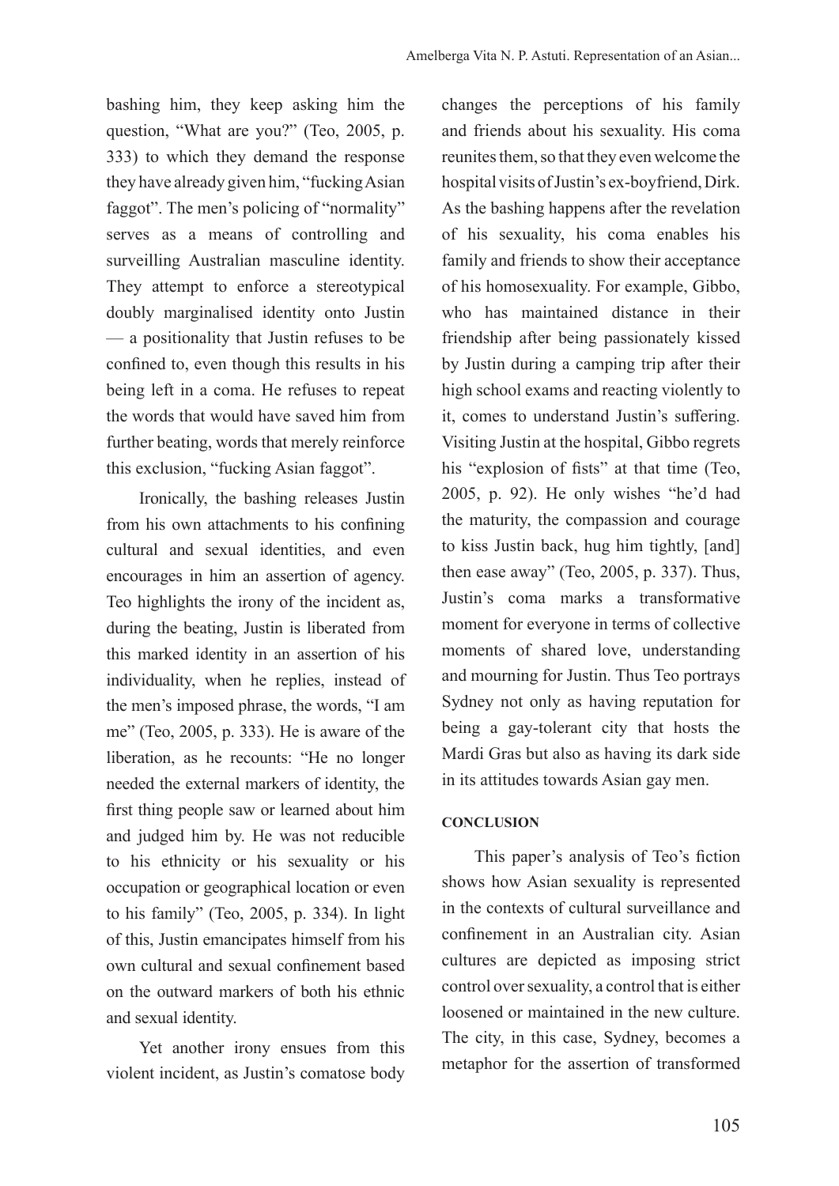bashing him, they keep asking him the question, "What are you?" (Teo, 2005, p. 333) to which they demand the response they have already given him, "fucking Asian faggot". The men's policing of "normality" serves as a means of controlling and surveilling Australian masculine identity. They attempt to enforce a stereotypical doubly marginalised identity onto Justin — a positionality that Justin refuses to be confined to, even though this results in his being left in a coma. He refuses to repeat the words that would have saved him from further beating, words that merely reinforce this exclusion, "fucking Asian faggot".

Ironically, the bashing releases Justin from his own attachments to his confining cultural and sexual identities, and even encourages in him an assertion of agency. Teo highlights the irony of the incident as, during the beating, Justin is liberated from this marked identity in an assertion of his individuality, when he replies, instead of the men's imposed phrase, the words, "I am me" (Teo, 2005, p. 333). He is aware of the liberation, as he recounts: "He no longer needed the external markers of identity, the first thing people saw or learned about him and judged him by. He was not reducible to his ethnicity or his sexuality or his occupation or geographical location or even to his family" (Teo, 2005, p. 334). In light of this, Justin emancipates himself from his own cultural and sexual confinement based on the outward markers of both his ethnic and sexual identity.

Yet another irony ensues from this violent incident, as Justin's comatose body changes the perceptions of his family and friends about his sexuality. His coma reunites them, so that they even welcome the hospital visits of Justin's ex-boyfriend, Dirk. As the bashing happens after the revelation of his sexuality, his coma enables his family and friends to show their acceptance of his homosexuality. For example, Gibbo, who has maintained distance in their friendship after being passionately kissed by Justin during a camping trip after their high school exams and reacting violently to it, comes to understand Justin's suffering. Visiting Justin at the hospital, Gibbo regrets his "explosion of fists" at that time (Teo, 2005, p. 92). He only wishes "he'd had the maturity, the compassion and courage to kiss Justin back, hug him tightly, [and] then ease away" (Teo, 2005, p. 337). Thus, Justin's coma marks a transformative moment for everyone in terms of collective moments of shared love, understanding and mourning for Justin. Thus Teo portrays Sydney not only as having reputation for being a gay-tolerant city that hosts the Mardi Gras but also as having its dark side in its attitudes towards Asian gay men.

## CONCLUSION

This paper's analysis of Teo's fiction shows how Asian sexuality is represented in the contexts of cultural surveillance and confinement in an Australian city. Asian cultures are depicted as imposing strict control over sexuality, a control that is either loosened or maintained in the new culture. The city, in this case, Sydney, becomes a metaphor for the assertion of transformed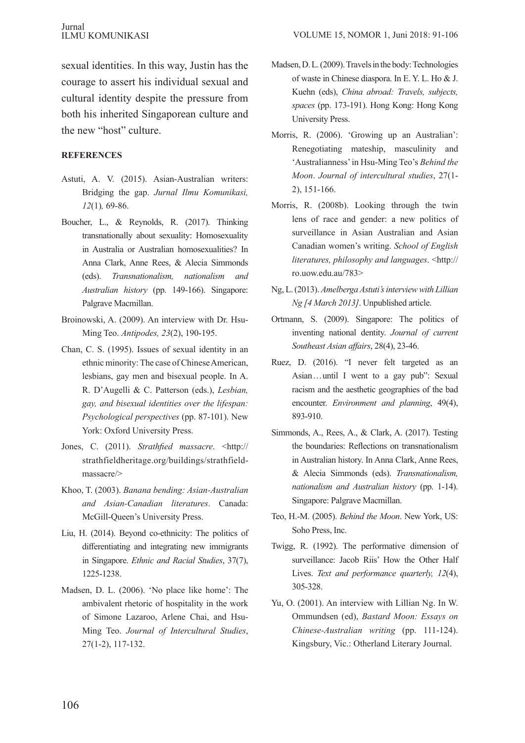sexual identities. In this way, Justin has the courage to assert his individual sexual and cultural identity despite the pressure from both his inherited Singaporean culture and the new "host" culture.

**REFERENCES**

Astuti, A. V. (2015). Asian-Australian writers: Bridging the gap. *Jurnal Ilmu Komunikasi, 12*(1), 69-86.

Boucher, L., & Reynolds, R. (2017). Thinking transnationally about sexuality: Homosexuality in Australia or Australian homosexualities? In Anna Clark, Anne Rees, & Alecia Simmonds (eds). *Transnationalism, nationalism and Australian history* (pp. 149-166). Singapore: Palgrave Macmillan.

Broinowski, A. (2009). An interview with Dr. Hsu-Ming Teo. *Antipodes, 23*(2), 190-195.

Chan, C. S. (1995). Issues of sexual identity in an ethnic minority: The case of Chinese American, lesbians, gay men and bisexual people. In A. R. D'Augelli & C. Patterson (eds.), *Lesbian, gay, and bisexual identities over the lifespan: Psychological perspectives* (pp. 87-101). New York: Oxford University Press.

Jones, C. (2011). *Strathfied massacre*. <http://strathfieldheritage.org/buildings/strathfield-massacre/>

Khoo, T. (2003). *Banana bending: Asian-Australian and Asian-Canadian literatures*. Canada: McGill-Queen's University Press.

Liu, H. (2014). Beyond co-ethnicity: The politics of differentiating and integrating new immigrants in Singapore. *Ethnic and Racial Studies*, 37(7), 1225-1238.

Madsen, D. L. (2006). 'No place like home': The ambivalent rhetoric of hospitality in the work of Simone Lazaroo, Arlene Chai, and Hsu-Ming Teo. *Journal of Intercultural Studies*, 27(1-2), 117-132.

Madsen, D. L. (2009). Travels in the body: Technologies of waste in Chinese diaspora. In E. Y. L. Ho & J. Kuehn (eds), *China abroad: Travels, subjects, spaces* (pp. 173-191). Hong Kong: Hong Kong University Press.

Morris, R. (2006). 'Growing up an Australian': Renegotiating mateship, masculinity and 'Australianness' in Hsu-Ming Teo's *Behind the Moon*. *Journal of intercultural studies*, 27(1-2), 151-166.

Morris, R. (2008b). Looking through the twin lens of race and gender: a new politics of surveillance in Asian Australian and Asian Canadian women's writing. *School of English literatures, philosophy and languages*. <http://ro.uow.edu.au/783>

Ng, L. (2013). *Amelberga Astuti's interview with Lillian Ng [4 March 2013]*. Unpublished article.

Ortmann, S. (2009). Singapore: The politics of inventing national dentity. *Journal of current Southeast Asian affairs*, 28(4), 23-46.

Ruez, D. (2016). "I never felt targeted as an Asian…until I went to a gay pub": Sexual racism and the aesthetic geographies of the bad encounter. *Environment and planning*, 49(4), 893-910.

Simmonds, A., Rees, A., & Clark, A. (2017). Testing the boundaries: Reflections on transnationalism in Australian history. In Anna Clark, Anne Rees, & Alecia Simmonds (eds). *Transnationalism, nationalism and Australian history* (pp. 1-14). Singapore: Palgrave Macmillan.

Teo, H.-M. (2005). *Behind the Moon*. New York, US: Soho Press, Inc.

Twigg, R. (1992). The performative dimension of surveillance: Jacob Riis' How the Other Half Lives. *Text and performance quarterly, 12*(4), 305-328.

Yu, O. (2001). An interview with Lillian Ng. In W. Ommundsen (ed), *Bastard Moon: Essays on Chinese-Australian writing* (pp. 111-124). Kingsbury, Vic.: Otherland Literary Journal.